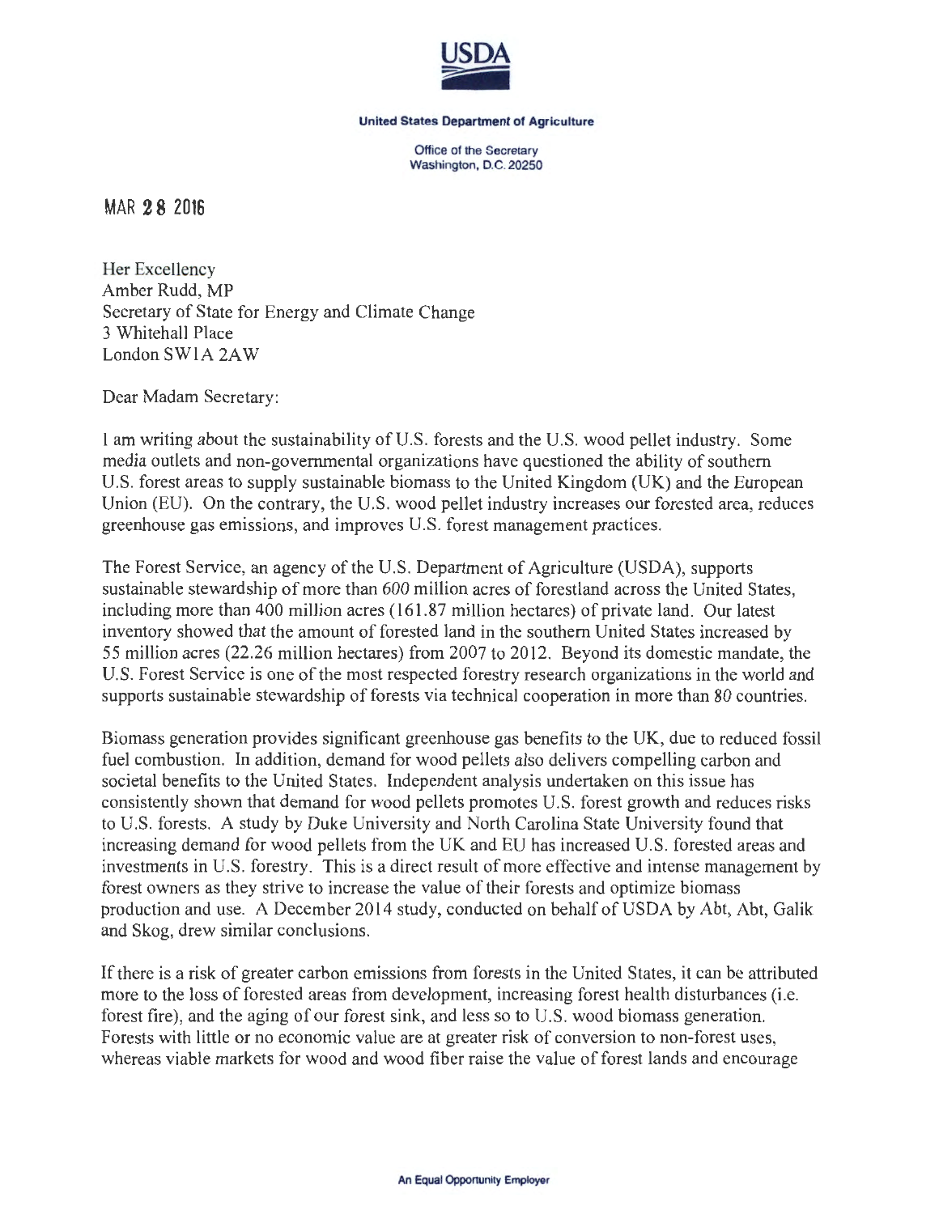**USDA**

**United States Department of Agriculture**

Office of the Secretary
Washington, D.C. 20250

MAR 28 2016

Her Excellency
Amber Rudd, MP
Secretary of State for Energy and Climate Change
3 Whitehall Place
London SW1A 2AW

Dear Madam Secretary:

I am writing about the sustainability of U.S. forests and the U.S. wood pellet industry. Some media outlets and non-governmental organizations have questioned the ability of southern U.S. forest areas to supply sustainable biomass to the United Kingdom (UK) and the European Union (EU). On the contrary, the U.S. wood pellet industry increases our forested area, reduces greenhouse gas emissions, and improves U.S. forest management practices.

The Forest Service, an agency of the U.S. Department of Agriculture (USDA), supports sustainable stewardship of more than 600 million acres of forestland across the United States, including more than 400 million acres (161.87 million hectares) of private land. Our latest inventory showed that the amount of forested land in the southern United States increased by 55 million acres (22.26 million hectares) from 2007 to 2012. Beyond its domestic mandate, the U.S. Forest Service is one of the most respected forestry research organizations in the world and supports sustainable stewardship of forests via technical cooperation in more than 80 countries.

Biomass generation provides significant greenhouse gas benefits to the UK, due to reduced fossil fuel combustion. In addition, demand for wood pellets also delivers compelling carbon and societal benefits to the United States. Independent analysis undertaken on this issue has consistently shown that demand for wood pellets promotes U.S. forest growth and reduces risks to U.S. forests. A study by Duke University and North Carolina State University found that increasing demand for wood pellets from the UK and EU has increased U.S. forested areas and investments in U.S. forestry. This is a direct result of more effective and intense management by forest owners as they strive to increase the value of their forests and optimize biomass production and use. A December 2014 study, conducted on behalf of USDA by Abt, Abt, Galik and Skog, drew similar conclusions.

If there is a risk of greater carbon emissions from forests in the United States, it can be attributed more to the loss of forested areas from development, increasing forest health disturbances (i.e. forest fire), and the aging of our forest sink, and less so to U.S. wood biomass generation. Forests with little or no economic value are at greater risk of conversion to non-forest uses, whereas viable markets for wood and wood fiber raise the value of forest lands and encourage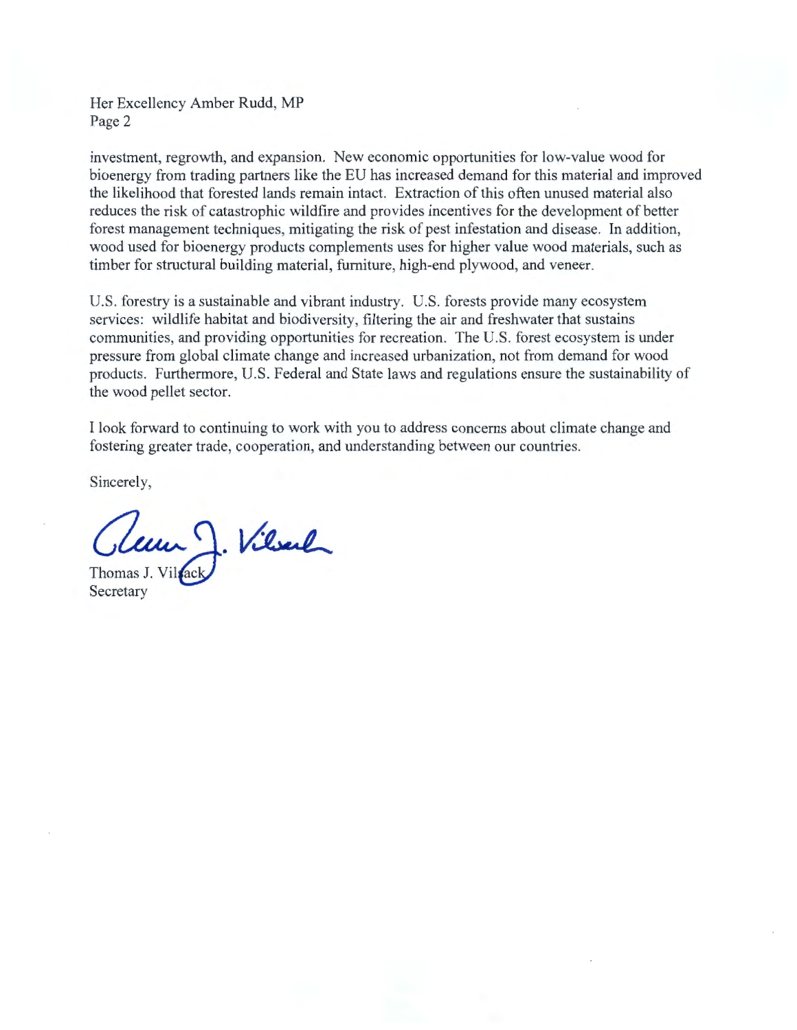investment, regrowth, and expansion. New economic opportunities for low-value wood for bioenergy from trading partners like the EU has increased demand for this material and improved the likelihood that forested lands remain intact. Extraction of this often unused material also reduces the risk of catastrophic wildfire and provides incentives for the development of better forest management techniques, mitigating the risk of pest infestation and disease. In addition, wood used for bioenergy products complements uses for higher value wood materials, such as timber for structural building material, furniture, high-end plywood, and veneer.

U.S. forestry is a sustainable and vibrant industry. U.S. forests provide many ecosystem services: wildlife habitat and biodiversity, filtering the air and freshwater that sustains communities, and providing opportunities for recreation. The U.S. forest ecosystem is under pressure from global climate change and increased urbanization, not from demand for wood products. Furthermore, U.S. Federal and State laws and regulations ensure the sustainability of the wood pellet sector.

I look forward to continuing to work with you to address concerns about climate change and fostering greater trade, cooperation, and understanding between our countries.

Sincerely,

Thomas J. Vilsack
Secretary